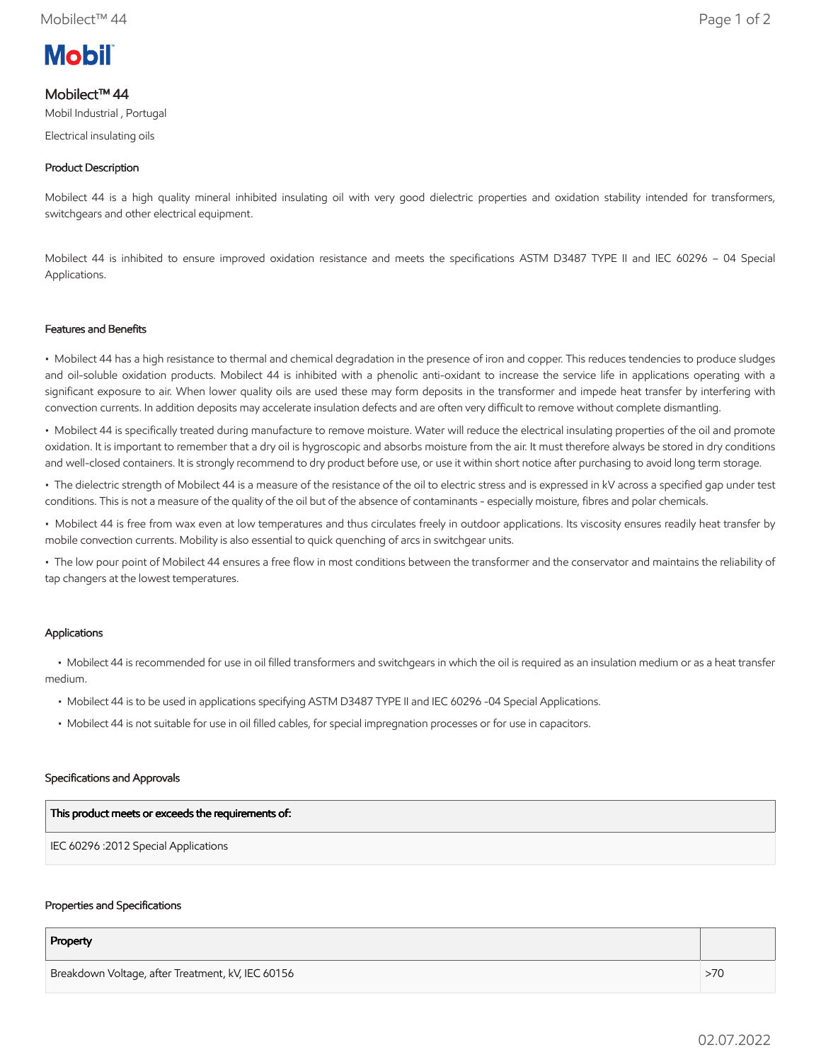# Mobilect™ 44

Mobil Industrial , Portugal

Electrical insulating oils

## Product Description

Mobilect 44 is a high quality mineral inhibited insulating oil with very good dielectric properties and oxidation stability intended for transformers, switchgears and other electrical equipment.

Mobilect 44 is inhibited to ensure improved oxidation resistance and meets the specifications ASTM D3487 TYPE II and IEC 60296 – 04 Special Applications.

## Features and Benefits

- Mobilect 44 has a high resistance to thermal and chemical degradation in the presence of iron and copper. This reduces tendencies to produce sludges and oil-soluble oxidation products. Mobilect 44 is inhibited with a phenolic anti-oxidant to increase the service life in applications operating with a significant exposure to air. When lower quality oils are used these may form deposits in the transformer and impede heat transfer by interfering with convection currents. In addition deposits may accelerate insulation defects and are often very difficult to remove without complete dismantling.
- Mobilect 44 is specifically treated during manufacture to remove moisture. Water will reduce the electrical insulating properties of the oil and promote oxidation. It is important to remember that a dry oil is hygroscopic and absorbs moisture from the air. It must therefore always be stored in dry conditions and well-closed containers. It is strongly recommend to dry product before use, or use it within short notice after purchasing to avoid long term storage.
- The dielectric strength of Mobilect 44 is a measure of the resistance of the oil to electric stress and is expressed in kV across a specified gap under test conditions. This is not a measure of the quality of the oil but of the absence of contaminants - especially moisture, fibres and polar chemicals.
- Mobilect 44 is free from wax even at low temperatures and thus circulates freely in outdoor applications. Its viscosity ensures readily heat transfer by mobile convection currents. Mobility is also essential to quick quenching of arcs in switchgear units.
- The low pour point of Mobilect 44 ensures a free flow in most conditions between the transformer and the conservator and maintains the reliability of tap changers at the lowest temperatures.

## Applications

- Mobilect 44 is recommended for use in oil filled transformers and switchgears in which the oil is required as an insulation medium or as a heat transfer medium.
- Mobilect 44 is to be used in applications specifying ASTM D3487 TYPE II and IEC 60296 -04 Special Applications.
- Mobilect 44 is not suitable for use in oil filled cables, for special impregnation processes or for use in capacitors.

## Specifications and Approvals

| This product meets or exceeds the requirements of: |
|---|
| IEC 60296 :2012 Special Applications |

## Properties and Specifications

| Property | |
|---|---|
| Breakdown Voltage, after Treatment, kV, IEC 60156 | >70 |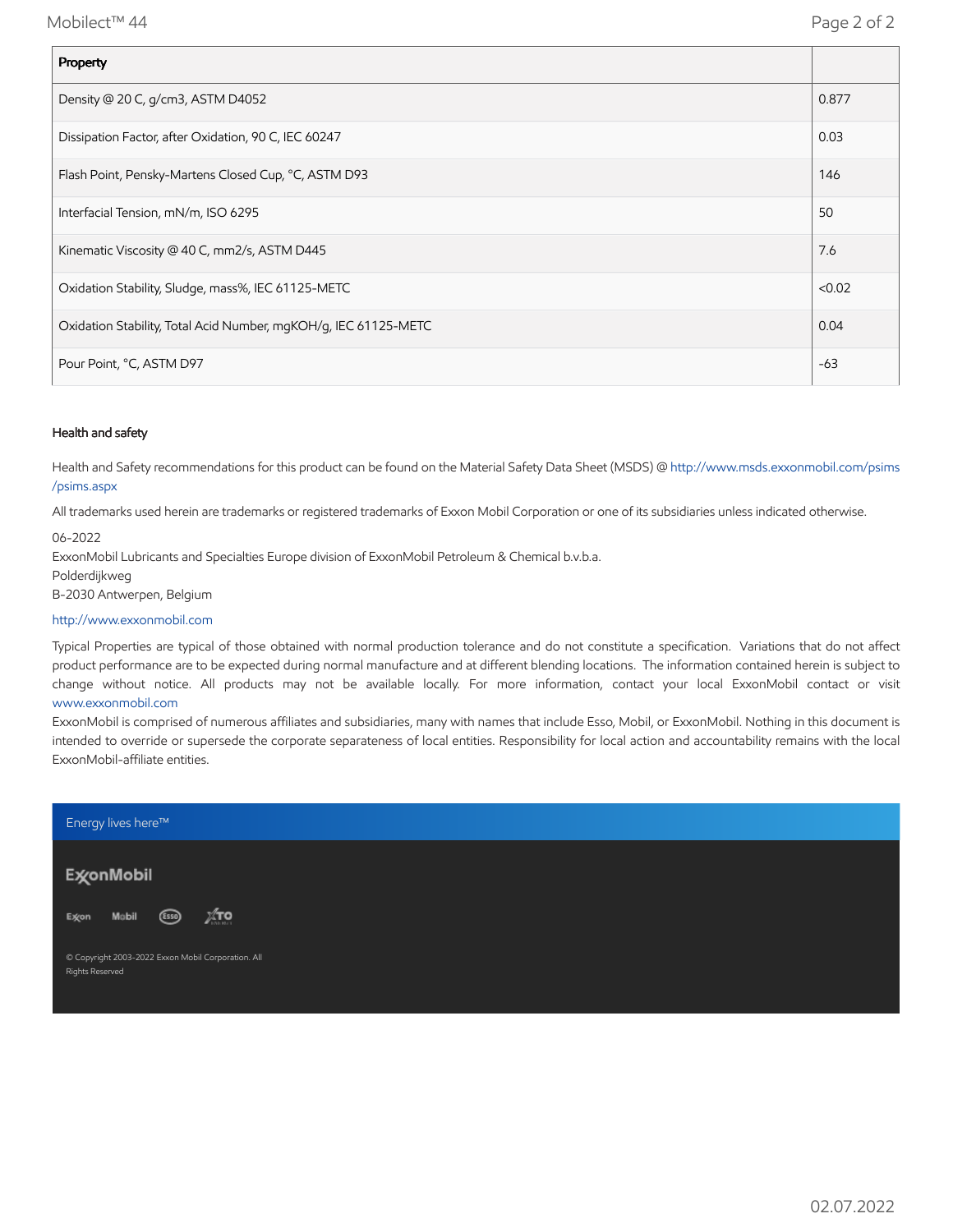| Property | |
|---|---|
| Density @ 20 C, g/cm3, ASTM D4052 | 0.877 |
| Dissipation Factor, after Oxidation, 90 C, IEC 60247 | 0.03 |
| Flash Point, Pensky-Martens Closed Cup, °C, ASTM D93 | 146 |
| Interfacial Tension, mN/m, ISO 6295 | 50 |
| Kinematic Viscosity @ 40 C, mm2/s, ASTM D445 | 7.6 |
| Oxidation Stability, Sludge, mass%, IEC 61125-METC | <0.02 |
| Oxidation Stability, Total Acid Number, mgKOH/g, IEC 61125-METC | 0.04 |
| Pour Point, °C, ASTM D97 | -63 |

### Health and safety

Health and Safety recommendations for this product can be found on the Material Safety Data Sheet (MSDS) @ http://www.msds.exxonmobil.com/psims/psims.aspx

All trademarks used herein are trademarks or registered trademarks of Exxon Mobil Corporation or one of its subsidiaries unless indicated otherwise.

06-2022
ExxonMobil Lubricants and Specialties Europe division of ExxonMobil Petroleum & Chemical b.v.b.a.
Polderdijkweg
B-2030 Antwerpen, Belgium

http://www.exxonmobil.com

Typical Properties are typical of those obtained with normal production tolerance and do not constitute a specification. Variations that do not affect product performance are to be expected during normal manufacture and at different blending locations. The information contained herein is subject to change without notice. All products may not be available locally. For more information, contact your local ExxonMobil contact or visit www.exxonmobil.com
ExxonMobil is comprised of numerous affiliates and subsidiaries, many with names that include Esso, Mobil, or ExxonMobil. Nothing in this document is intended to override or supersede the corporate separateness of local entities. Responsibility for local action and accountability remains with the local ExxonMobil-affiliate entities.

Energy lives here™

ExxonMobil

Exxon Mobil Esso XTO

© Copyright 2003-2022 Exxon Mobil Corporation. All Rights Reserved